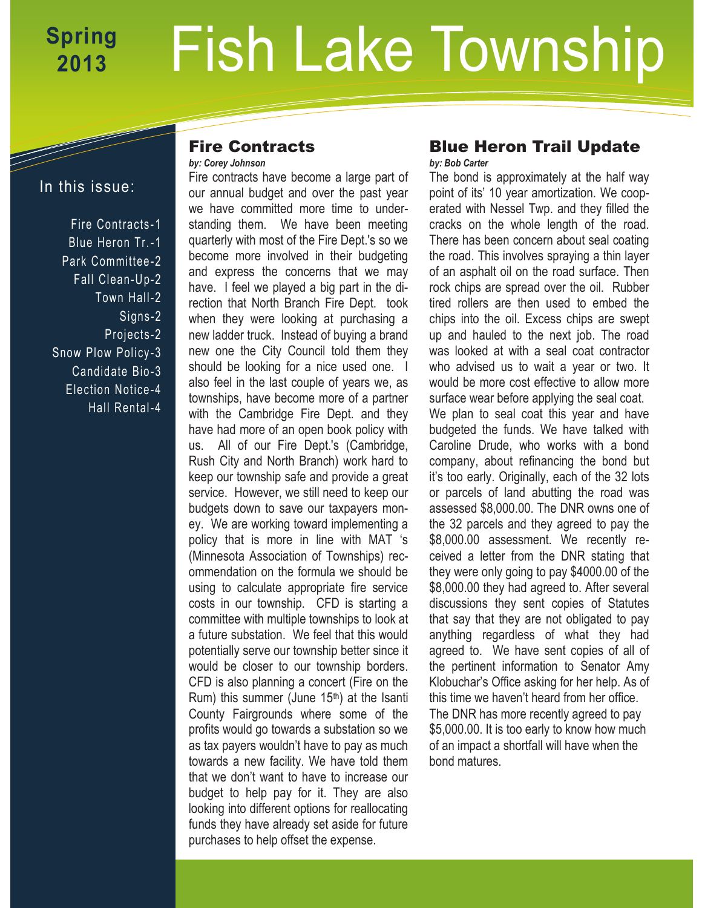# Fish Lake Township

**Spring 2013**

## In this issue:

- Fire Contracts-1
- Blue Heron Tr.-1
- Park Committee-2
- Fall Clean-Up-2
- Town Hall-2
- Signs-2
- Projects-2
- Snow Plow Policy-3
- Candidate Bio-3
- Election Notice-4
- Hall Rental-4

## Fire Contracts

*by: Corey Johnson*

Fire contracts have become a large part of our annual budget and over the past year we have committed more time to understanding them. We have been meeting quarterly with most of the Fire Dept.'s so we become more involved in their budgeting and express the concerns that we may have. I feel we played a big part in the direction that North Branch Fire Dept. took when they were looking at purchasing a new ladder truck. Instead of buying a brand new one the City Council told them they should be looking for a nice used one. I also feel in the last couple of years we, as townships, have become more of a partner with the Cambridge Fire Dept. and they have had more of an open book policy with us. All of our Fire Dept.'s (Cambridge, Rush City and North Branch) work hard to keep our township safe and provide a great service. However, we still need to keep our budgets down to save our taxpayers money. We are working toward implementing a policy that is more in line with MAT 's (Minnesota Association of Townships) recommendation on the formula we should be using to calculate appropriate fire service costs in our township. CFD is starting a committee with multiple townships to look at a future substation. We feel that this would potentially serve our township better since it would be closer to our township borders. CFD is also planning a concert (Fire on the Rum) this summer (June 15th) at the Isanti County Fairgrounds where some of the profits would go towards a substation so we as tax payers wouldn't have to pay as much towards a new facility. We have told them that we don't want to have to increase our budget to help pay for it. They are also looking into different options for reallocating funds they have already set aside for future purchases to help offset the expense.

## Blue Heron Trail Update

*by: Bob Carter*

The bond is approximately at the half way point of its' 10 year amortization. We cooperated with Nessel Twp. and they filled the cracks on the whole length of the road. There has been concern about seal coating the road. This involves spraying a thin layer of an asphalt oil on the road surface. Then rock chips are spread over the oil. Rubber tired rollers are then used to embed the chips into the oil. Excess chips are swept up and hauled to the next job. The road was looked at with a seal coat contractor who advised us to wait a year or two. It would be more cost effective to allow more surface wear before applying the seal coat.

We plan to seal coat this year and have budgeted the funds. We have talked with Caroline Drude, who works with a bond company, about refinancing the bond but it's too early. Originally, each of the 32 lots or parcels of land abutting the road was assessed $8,000.00. The DNR owns one of the 32 parcels and they agreed to pay the $8,000.00 assessment. We recently received a letter from the DNR stating that they were only going to pay $4000.00 of the $8,000.00 they had agreed to. After several discussions they sent copies of Statutes that say that they are not obligated to pay anything regardless of what they had agreed to. We have sent copies of all of the pertinent information to Senator Amy Klobuchar's Office asking for her help. As of this time we haven't heard from her office.

The DNR has more recently agreed to pay $5,000.00. It is too early to know how much of an impact a shortfall will have when the bond matures.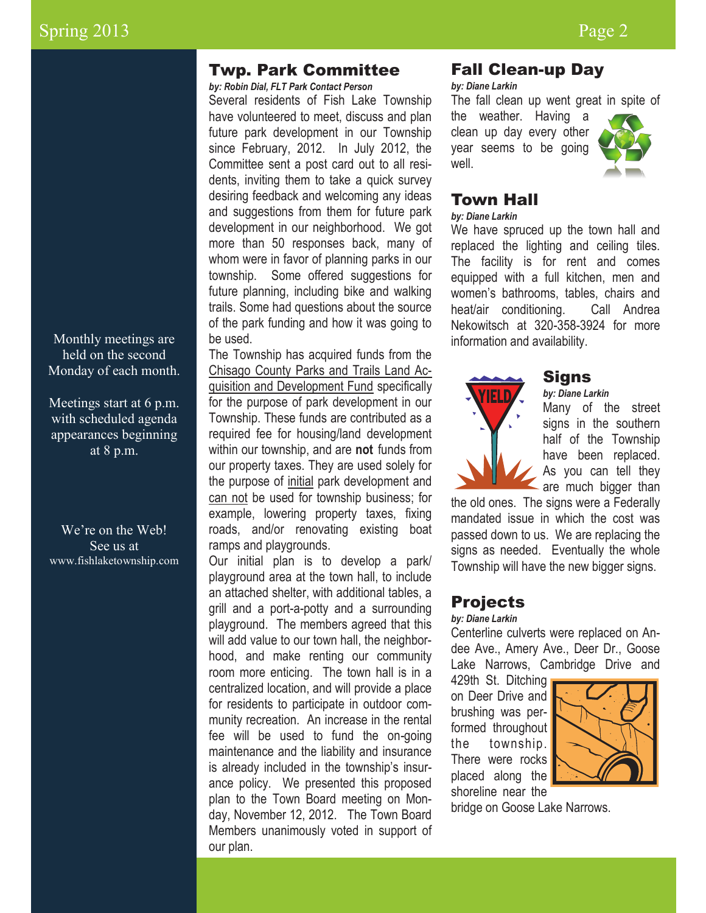Monthly meetings are held on the second Monday of each month.

Meetings start at 6 p.m. with scheduled agenda appearances beginning at 8 p.m.

We're on the Web! See us at www.fishlaketownship.com

## Twp. Park Committee

*by: Robin Dial, FLT Park Contact Person*

Several residents of Fish Lake Township have volunteered to meet, discuss and plan future park development in our Township since February, 2012. In July 2012, the Committee sent a post card out to all residents, inviting them to take a quick survey desiring feedback and welcoming any ideas and suggestions from them for future park development in our neighborhood. We got more than 50 responses back, many of whom were in favor of planning parks in our township. Some offered suggestions for future planning, including bike and walking trails. Some had questions about the source of the park funding and how it was going to be used.

The Township has acquired funds from the Chisago County Parks and Trails Land Acquisition and Development Fund specifically for the purpose of park development in our Township. These funds are contributed as a required fee for housing/land development within our township, and are **not** funds from our property taxes. They are used solely for the purpose of initial park development and can not be used for township business; for example, lowering property taxes, fixing roads, and/or renovating existing boat ramps and playgrounds.

Our initial plan is to develop a park/ playground area at the town hall, to include an attached shelter, with additional tables, a grill and a port-a-potty and a surrounding playground. The members agreed that this will add value to our town hall, the neighborhood, and make renting our community room more enticing. The town hall is in a centralized location, and will provide a place for residents to participate in outdoor community recreation. An increase in the rental fee will be used to fund the on-going maintenance and the liability and insurance is already included in the township's insurance policy. We presented this proposed plan to the Town Board meeting on Monday, November 12, 2012. The Town Board Members unanimously voted in support of our plan.

## Fall Clean-up Day

*by: Diane Larkin*

The fall clean up went great in spite of the weather. Having a clean up day every other year seems to be going well.

## Town Hall

*by: Diane Larkin*

We have spruced up the town hall and replaced the lighting and ceiling tiles. The facility is for rent and comes equipped with a full kitchen, men and women's bathrooms, tables, chairs and heat/air conditioning. Call Andrea Nekowitsch at 320-358-3924 for more information and availability.

## Signs

*by: Diane Larkin*

Many of the street signs in the southern half of the Township have been replaced. As you can tell they are much bigger than the old ones. The signs were a Federally mandated issue in which the cost was passed down to us. We are replacing the signs as needed. Eventually the whole Township will have the new bigger signs.

## Projects

*by: Diane Larkin*

Centerline culverts were replaced on Andee Ave., Amery Ave., Deer Dr., Goose Lake Narrows, Cambridge Drive and 429th St. Ditching on Deer Drive and brushing was performed throughout the township. There were rocks placed along the shoreline near the bridge on Goose Lake Narrows.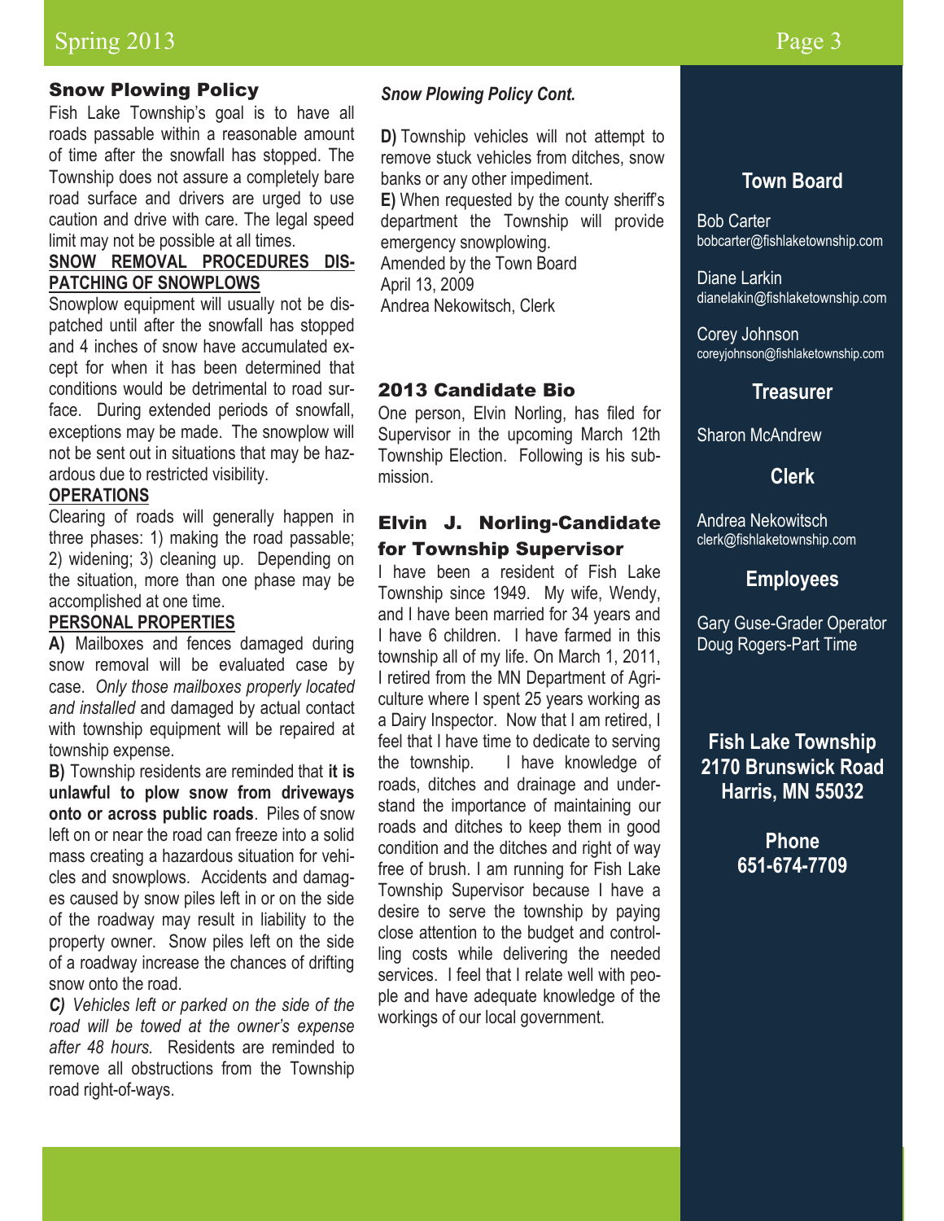## Snow Plowing Policy

Fish Lake Township's goal is to have all roads passable within a reasonable amount of time after the snowfall has stopped. The Township does not assure a completely bare road surface and drivers are urged to use caution and drive with care. The legal speed limit may not be possible at all times.

**SNOW REMOVAL PROCEDURES DISPATCHING OF SNOWPLOWS**

Snowplow equipment will usually not be dispatched until after the snowfall has stopped and 4 inches of snow have accumulated except for when it has been determined that conditions would be detrimental to road surface. During extended periods of snowfall, exceptions may be made. The snowplow will not be sent out in situations that may be hazardous due to restricted visibility.

**OPERATIONS**

Clearing of roads will generally happen in three phases: 1) making the road passable; 2) widening; 3) cleaning up. Depending on the situation, more than one phase may be accomplished at one time.

**PERSONAL PROPERTIES**

**A)** Mailboxes and fences damaged during snow removal will be evaluated case by case. *Only those mailboxes properly located and installed* and damaged by actual contact with township equipment will be repaired at township expense.

**B)** Township residents are reminded that **it is unlawful to plow snow from driveways onto or across public roads**. Piles of snow left on or near the road can freeze into a solid mass creating a hazardous situation for vehicles and snowplows. Accidents and damages caused by snow piles left in or on the side of the roadway may result in liability to the property owner. Snow piles left on the side of a roadway increase the chances of drifting snow onto the road.

***C)*** *Vehicles left or parked on the side of the road will be towed at the owner's expense after 48 hours.* Residents are reminded to remove all obstructions from the Township road right-of-ways.

***Snow Plowing Policy Cont.***

**D)** Township vehicles will not attempt to remove stuck vehicles from ditches, snow banks or any other impediment.

**E)** When requested by the county sheriff's department the Township will provide emergency snowplowing.

Amended by the Town Board
April 13, 2009
Andrea Nekowitsch, Clerk

## 2013 Candidate Bio

One person, Elvin Norling, has filed for Supervisor in the upcoming March 12th Township Election. Following is his submission.

## Elvin J. Norling-Candidate for Township Supervisor

I have been a resident of Fish Lake Township since 1949. My wife, Wendy, and I have been married for 34 years and I have 6 children. I have farmed in this township all of my life. On March 1, 2011, I retired from the MN Department of Agriculture where I spent 25 years working as a Dairy Inspector. Now that I am retired, I feel that I have time to dedicate to serving the township. I have knowledge of roads, ditches and drainage and understand the importance of maintaining our roads and ditches to keep them in good condition and the ditches and right of way free of brush. I am running for Fish Lake Township Supervisor because I have a desire to serve the township by paying close attention to the budget and controlling costs while delivering the needed services. I feel that I relate well with people and have adequate knowledge of the workings of our local government.

### Town Board

Bob Carter
bobcarter@fishlaketownship.com

Diane Larkin
dianelakin@fishlaketownship.com

Corey Johnson
coreyjohnson@fishlaketownship.com

### Treasurer

Sharon McAndrew

### Clerk

Andrea Nekowitsch
clerk@fishlaketownship.com

### Employees

Gary Guse-Grader Operator
Doug Rogers-Part Time

**Fish Lake Township**
**2170 Brunswick Road**
**Harris, MN 55032**

**Phone**
**651-674-7709**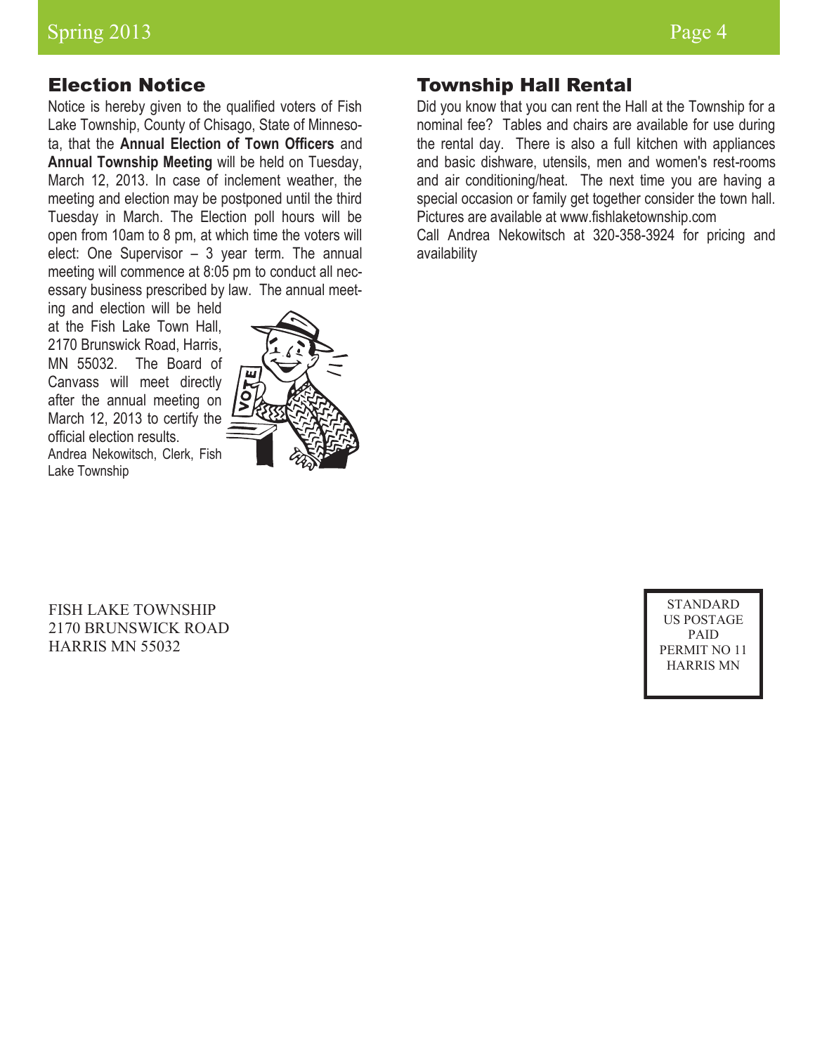## Election Notice

Notice is hereby given to the qualified voters of Fish Lake Township, County of Chisago, State of Minnesota, that the **Annual Election of Town Officers** and **Annual Township Meeting** will be held on Tuesday, March 12, 2013. In case of inclement weather, the meeting and election may be postponed until the third Tuesday in March. The Election poll hours will be open from 10am to 8 pm, at which time the voters will elect: One Supervisor – 3 year term. The annual meeting will commence at 8:05 pm to conduct all necessary business prescribed by law. The annual meeting and election will be held at the Fish Lake Town Hall, 2170 Brunswick Road, Harris, MN 55032. The Board of Canvass will meet directly after the annual meeting on March 12, 2013 to certify the official election results.

Andrea Nekowitsch, Clerk, Fish Lake Township

## Township Hall Rental

Did you know that you can rent the Hall at the Township for a nominal fee? Tables and chairs are available for use during the rental day. There is also a full kitchen with appliances and basic dishware, utensils, men and women's rest-rooms and air conditioning/heat. The next time you are having a special occasion or family get together consider the town hall. Pictures are available at www.fishlaketownship.com

Call Andrea Nekowitsch at 320-358-3924 for pricing and availability

FISH LAKE TOWNSHIP
2170 BRUNSWICK ROAD
HARRIS MN 55032

STANDARD
US POSTAGE
PAID
PERMIT NO 11
HARRIS MN